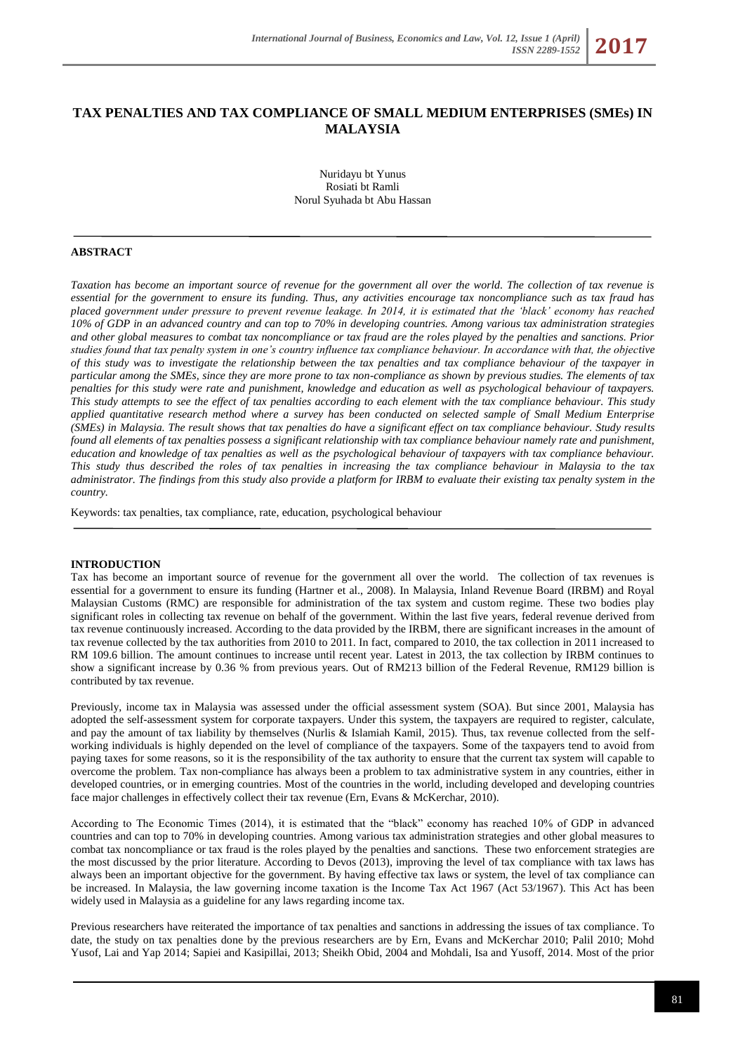# TAX PENALTIES AND TAX COMPLIANCE OF SMALL MEDIUM ENTERPRISES (SMEs) IN MALAYSIA

Nuridayu bt Yunus
Rosiati bt Ramli
Norul Syuhada bt Abu Hassan

## ABSTRACT

*Taxation has become an important source of revenue for the government all over the world. The collection of tax revenue is essential for the government to ensure its funding. Thus, any activities encourage tax noncompliance such as tax fraud has placed government under pressure to prevent revenue leakage. In 2014, it is estimated that the 'black' economy has reached 10% of GDP in an advanced country and can top to 70% in developing countries. Among various tax administration strategies and other global measures to combat tax noncompliance or tax fraud are the roles played by the penalties and sanctions. Prior studies found that tax penalty system in one's country influence tax compliance behaviour. In accordance with that, the objective of this study was to investigate the relationship between the tax penalties and tax compliance behaviour of the taxpayer in particular among the SMEs, since they are more prone to tax non-compliance as shown by previous studies. The elements of tax penalties for this study were rate and punishment, knowledge and education as well as psychological behaviour of taxpayers. This study attempts to see the effect of tax penalties according to each element with the tax compliance behaviour. This study applied quantitative research method where a survey has been conducted on selected sample of Small Medium Enterprise (SMEs) in Malaysia. The result shows that tax penalties do have a significant effect on tax compliance behaviour. Study results found all elements of tax penalties possess a significant relationship with tax compliance behaviour namely rate and punishment, education and knowledge of tax penalties as well as the psychological behaviour of taxpayers with tax compliance behaviour. This study thus described the roles of tax penalties in increasing the tax compliance behaviour in Malaysia to the tax administrator. The findings from this study also provide a platform for IRBM to evaluate their existing tax penalty system in the country.*

Keywords: tax penalties, tax compliance, rate, education, psychological behaviour

## INTRODUCTION

Tax has become an important source of revenue for the government all over the world. The collection of tax revenues is essential for a government to ensure its funding (Hartner et al., 2008). In Malaysia, Inland Revenue Board (IRBM) and Royal Malaysian Customs (RMC) are responsible for administration of the tax system and custom regime. These two bodies play significant roles in collecting tax revenue on behalf of the government. Within the last five years, federal revenue derived from tax revenue continuously increased. According to the data provided by the IRBM, there are significant increases in the amount of tax revenue collected by the tax authorities from 2010 to 2011. In fact, compared to 2010, the tax collection in 2011 increased to RM 109.6 billion. The amount continues to increase until recent year. Latest in 2013, the tax collection by IRBM continues to show a significant increase by 0.36 % from previous years. Out of RM213 billion of the Federal Revenue, RM129 billion is contributed by tax revenue.

Previously, income tax in Malaysia was assessed under the official assessment system (SOA). But since 2001, Malaysia has adopted the self-assessment system for corporate taxpayers. Under this system, the taxpayers are required to register, calculate, and pay the amount of tax liability by themselves (Nurlis & Islamiah Kamil, 2015). Thus, tax revenue collected from the self-working individuals is highly depended on the level of compliance of the taxpayers. Some of the taxpayers tend to avoid from paying taxes for some reasons, so it is the responsibility of the tax authority to ensure that the current tax system will capable to overcome the problem. Tax non-compliance has always been a problem to tax administrative system in any countries, either in developed countries, or in emerging countries. Most of the countries in the world, including developed and developing countries face major challenges in effectively collect their tax revenue (Ern, Evans & McKerchar, 2010).

According to The Economic Times (2014), it is estimated that the "black" economy has reached 10% of GDP in advanced countries and can top to 70% in developing countries. Among various tax administration strategies and other global measures to combat tax noncompliance or tax fraud is the roles played by the penalties and sanctions. These two enforcement strategies are the most discussed by the prior literature. According to Devos (2013), improving the level of tax compliance with tax laws has always been an important objective for the government. By having effective tax laws or system, the level of tax compliance can be increased. In Malaysia, the law governing income taxation is the Income Tax Act 1967 (Act 53/1967). This Act has been widely used in Malaysia as a guideline for any laws regarding income tax.

Previous researchers have reiterated the importance of tax penalties and sanctions in addressing the issues of tax compliance. To date, the study on tax penalties done by the previous researchers are by Ern, Evans and McKerchar 2010; Palil 2010; Mohd Yusof, Lai and Yap 2014; Sapiei and Kasipillai, 2013; Sheikh Obid, 2004 and Mohdali, Isa and Yusoff, 2014. Most of the prior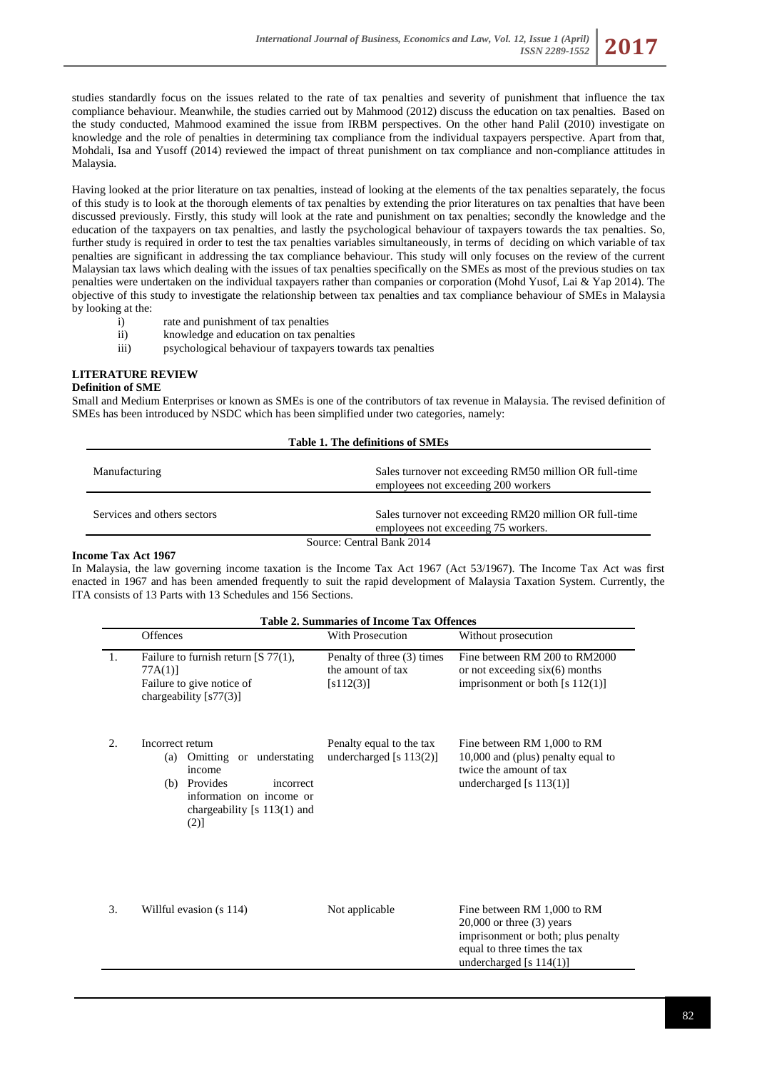studies standardly focus on the issues related to the rate of tax penalties and severity of punishment that influence the tax compliance behaviour. Meanwhile, the studies carried out by Mahmood (2012) discuss the education on tax penalties. Based on the study conducted, Mahmood examined the issue from IRBM perspectives. On the other hand Palil (2010) investigate on knowledge and the role of penalties in determining tax compliance from the individual taxpayers perspective. Apart from that, Mohdali, Isa and Yusoff (2014) reviewed the impact of threat punishment on tax compliance and non-compliance attitudes in Malaysia.

Having looked at the prior literature on tax penalties, instead of looking at the elements of the tax penalties separately, the focus of this study is to look at the thorough elements of tax penalties by extending the prior literatures on tax penalties that have been discussed previously. Firstly, this study will look at the rate and punishment on tax penalties; secondly the knowledge and the education of the taxpayers on tax penalties, and lastly the psychological behaviour of taxpayers towards the tax penalties. So, further study is required in order to test the tax penalties variables simultaneously, in terms of deciding on which variable of tax penalties are significant in addressing the tax compliance behaviour. This study will only focuses on the review of the current Malaysian tax laws which dealing with the issues of tax penalties specifically on the SMEs as most of the previous studies on tax penalties were undertaken on the individual taxpayers rather than companies or corporation (Mohd Yusof, Lai & Yap 2014). The objective of this study to investigate the relationship between tax penalties and tax compliance behaviour of SMEs in Malaysia by looking at the:

i) rate and punishment of tax penalties
ii) knowledge and education on tax penalties
iii) psychological behaviour of taxpayers towards tax penalties

## LITERATURE REVIEW

### Definition of SME

Small and Medium Enterprises or known as SMEs is one of the contributors of tax revenue in Malaysia. The revised definition of SMEs has been introduced by NSDC which has been simplified under two categories, namely:

**Table 1. The definitions of SMEs**

| | |
|---|---|
| Manufacturing | Sales turnover not exceeding RM50 million OR full-time employees not exceeding 200 workers |
| Services and others sectors | Sales turnover not exceeding RM20 million OR full-time employees not exceeding 75 workers. |

Source: Central Bank 2014

### Income Tax Act 1967

In Malaysia, the law governing income taxation is the Income Tax Act 1967 (Act 53/1967). The Income Tax Act was first enacted in 1967 and has been amended frequently to suit the rapid development of Malaysia Taxation System. Currently, the ITA consists of 13 Parts with 13 Schedules and 156 Sections.

**Table 2. Summaries of Income Tax Offences**

| | Offences | With Prosecution | Without prosecution |
|---|---|---|---|
| 1. | Failure to furnish return [S 77(1), 77A(1)]<br>Failure to give notice of chargeability [s77(3)] | Penalty of three (3) times the amount of tax [s112(3)] | Fine between RM 200 to RM2000 or not exceeding six(6) months imprisonment or both [s 112(1)] |
| 2. | Incorrect return<br>(a) Omitting or understating income<br>(b) Provides incorrect information on income or chargeability [s 113(1) and (2)] | Penalty equal to the tax undercharged [s 113(2)] | Fine between RM 1,000 to RM 10,000 and (plus) penalty equal to twice the amount of tax undercharged [s 113(1)] |
| 3. | Willful evasion (s 114) | Not applicable | Fine between RM 1,000 to RM 20,000 or three (3) years imprisonment or both; plus penalty equal to three times the tax undercharged [s 114(1)] |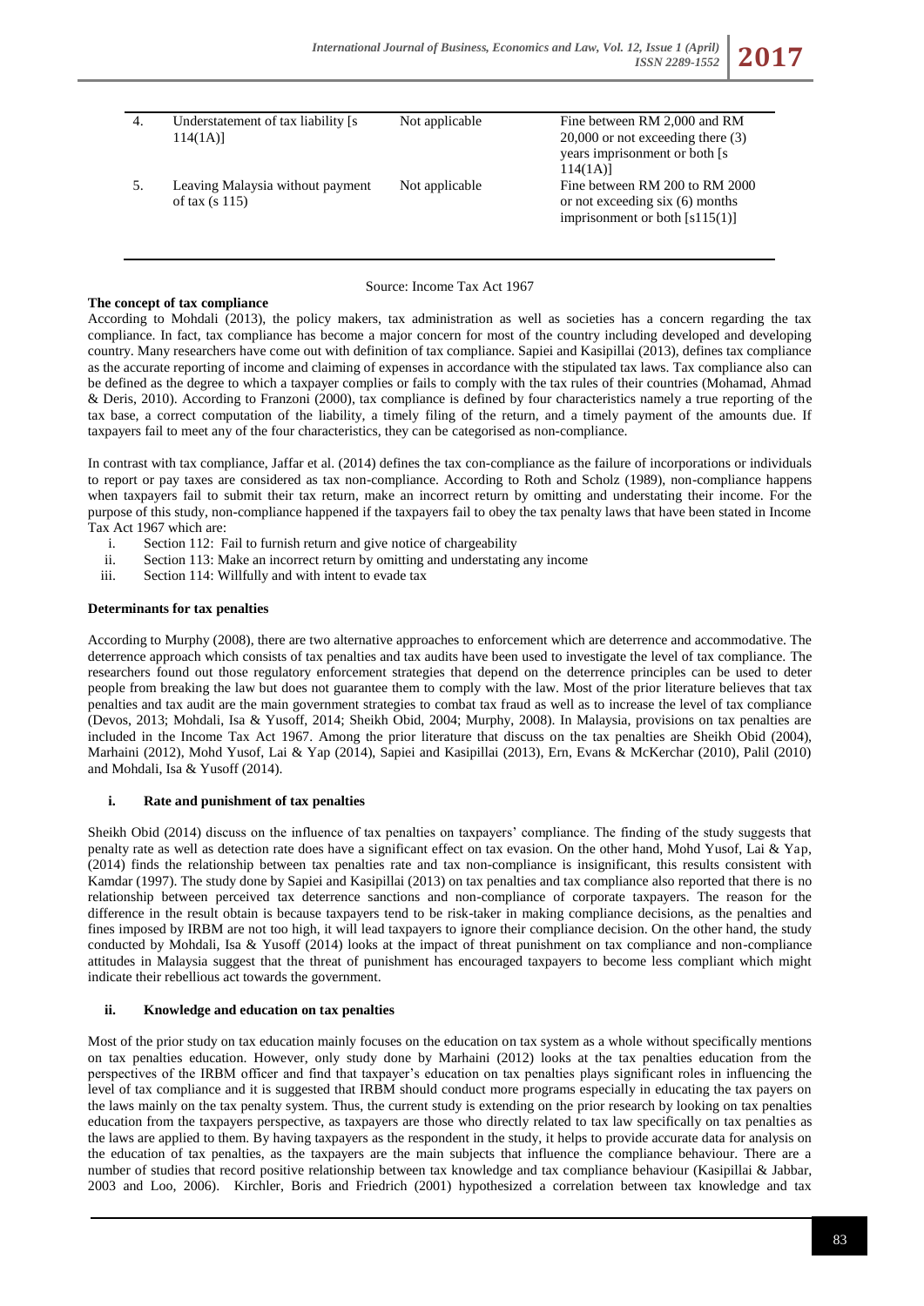| 4. | Understatement of tax liability [s 114(1A)] | Not applicable | Fine between RM 2,000 and RM 20,000 or not exceeding there (3) years imprisonment or both [s 114(1A)] |
|---|---|---|---|
| 5. | Leaving Malaysia without payment of tax (s 115) | Not applicable | Fine between RM 200 to RM 2000 or not exceeding six (6) months imprisonment or both [s115(1)] |

Source: Income Tax Act 1967

**The concept of tax compliance**

According to Mohdali (2013), the policy makers, tax administration as well as societies has a concern regarding the tax compliance. In fact, tax compliance has become a major concern for most of the country including developed and developing country. Many researchers have come out with definition of tax compliance. Sapiei and Kasipillai (2013), defines tax compliance as the accurate reporting of income and claiming of expenses in accordance with the stipulated tax laws. Tax compliance also can be defined as the degree to which a taxpayer complies or fails to comply with the tax rules of their countries (Mohamad, Ahmad & Deris, 2010). According to Franzoni (2000), tax compliance is defined by four characteristics namely a true reporting of the tax base, a correct computation of the liability, a timely filing of the return, and a timely payment of the amounts due. If taxpayers fail to meet any of the four characteristics, they can be categorised as non-compliance.

In contrast with tax compliance, Jaffar et al. (2014) defines the tax con-compliance as the failure of incorporations or individuals to report or pay taxes are considered as tax non-compliance. According to Roth and Scholz (1989), non-compliance happens when taxpayers fail to submit their tax return, make an incorrect return by omitting and understating their income. For the purpose of this study, non-compliance happened if the taxpayers fail to obey the tax penalty laws that have been stated in Income Tax Act 1967 which are:

i. Section 112: Fail to furnish return and give notice of chargeability
ii. Section 113: Make an incorrect return by omitting and understating any income
iii. Section 114: Willfully and with intent to evade tax

**Determinants for tax penalties**

According to Murphy (2008), there are two alternative approaches to enforcement which are deterrence and accommodative. The deterrence approach which consists of tax penalties and tax audits have been used to investigate the level of tax compliance. The researchers found out those regulatory enforcement strategies that depend on the deterrence principles can be used to deter people from breaking the law but does not guarantee them to comply with the law. Most of the prior literature believes that tax penalties and tax audit are the main government strategies to combat tax fraud as well as to increase the level of tax compliance (Devos, 2013; Mohdali, Isa & Yusoff, 2014; Sheikh Obid, 2004; Murphy, 2008). In Malaysia, provisions on tax penalties are included in the Income Tax Act 1967. Among the prior literature that discuss on the tax penalties are Sheikh Obid (2004), Marhaini (2012), Mohd Yusof, Lai & Yap (2014), Sapiei and Kasipillai (2013), Ern, Evans & McKerchar (2010), Palil (2010) and Mohdali, Isa & Yusoff (2014).

**i. Rate and punishment of tax penalties**

Sheikh Obid (2014) discuss on the influence of tax penalties on taxpayers' compliance. The finding of the study suggests that penalty rate as well as detection rate does have a significant effect on tax evasion. On the other hand, Mohd Yusof, Lai & Yap, (2014) finds the relationship between tax penalties rate and tax non-compliance is insignificant, this results consistent with Kamdar (1997). The study done by Sapiei and Kasipillai (2013) on tax penalties and tax compliance also reported that there is no relationship between perceived tax deterrence sanctions and non-compliance of corporate taxpayers. The reason for the difference in the result obtain is because taxpayers tend to be risk-taker in making compliance decisions, as the penalties and fines imposed by IRBM are not too high, it will lead taxpayers to ignore their compliance decision. On the other hand, the study conducted by Mohdali, Isa & Yusoff (2014) looks at the impact of threat punishment on tax compliance and non-compliance attitudes in Malaysia suggest that the threat of punishment has encouraged taxpayers to become less compliant which might indicate their rebellious act towards the government.

**ii. Knowledge and education on tax penalties**

Most of the prior study on tax education mainly focuses on the education on tax system as a whole without specifically mentions on tax penalties education. However, only study done by Marhaini (2012) looks at the tax penalties education from the perspectives of the IRBM officer and find that taxpayer's education on tax penalties plays significant roles in influencing the level of tax compliance and it is suggested that IRBM should conduct more programs especially in educating the tax payers on the laws mainly on the tax penalty system. Thus, the current study is extending on the prior research by looking on tax penalties education from the taxpayers perspective, as taxpayers are those who directly related to tax law specifically on tax penalties as the laws are applied to them. By having taxpayers as the respondent in the study, it helps to provide accurate data for analysis on the education of tax penalties, as the taxpayers are the main subjects that influence the compliance behaviour. There are a number of studies that record positive relationship between tax knowledge and tax compliance behaviour (Kasipillai & Jabbar, 2003 and Loo, 2006). Kirchler, Boris and Friedrich (2001) hypothesized a correlation between tax knowledge and tax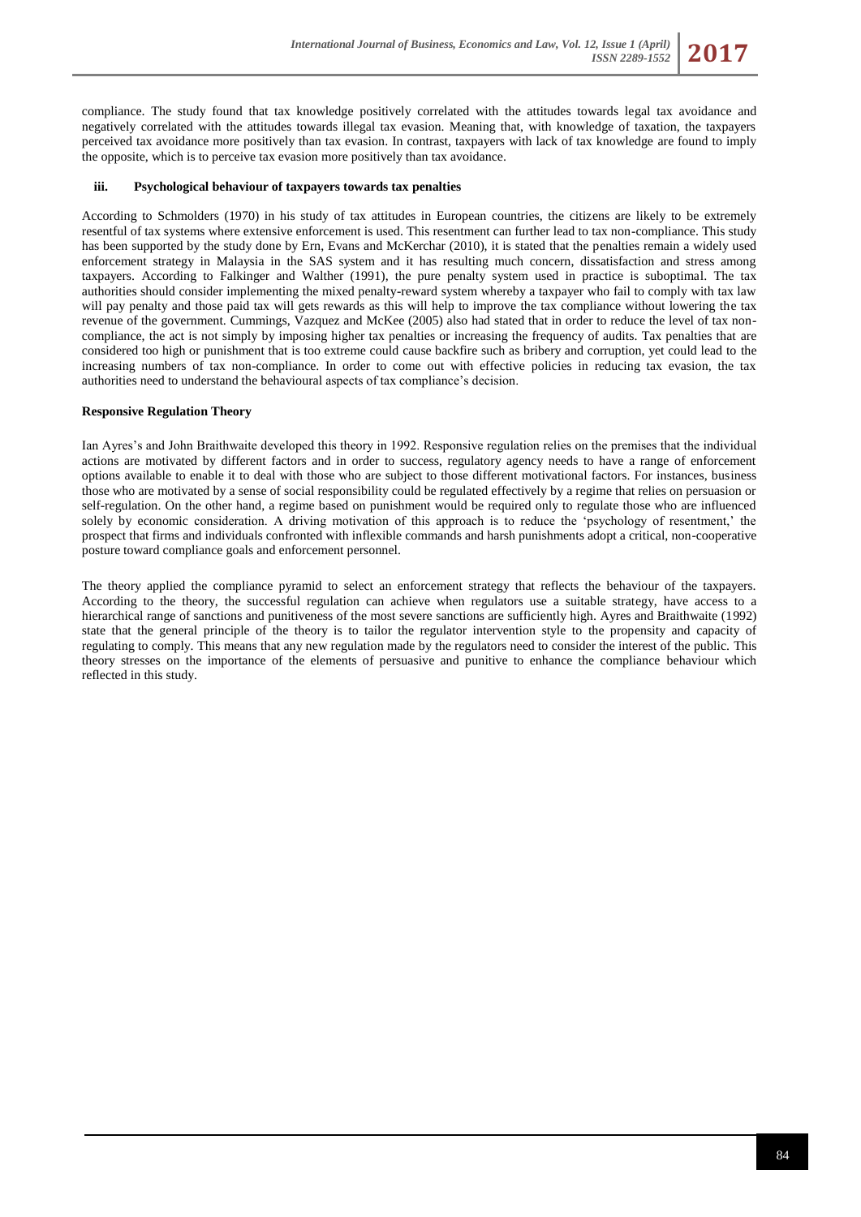compliance. The study found that tax knowledge positively correlated with the attitudes towards legal tax avoidance and negatively correlated with the attitudes towards illegal tax evasion. Meaning that, with knowledge of taxation, the taxpayers perceived tax avoidance more positively than tax evasion. In contrast, taxpayers with lack of tax knowledge are found to imply the opposite, which is to perceive tax evasion more positively than tax avoidance.

#### iii. Psychological behaviour of taxpayers towards tax penalties

According to Schmolders (1970) in his study of tax attitudes in European countries, the citizens are likely to be extremely resentful of tax systems where extensive enforcement is used. This resentment can further lead to tax non-compliance. This study has been supported by the study done by Ern, Evans and McKerchar (2010), it is stated that the penalties remain a widely used enforcement strategy in Malaysia in the SAS system and it has resulting much concern, dissatisfaction and stress among taxpayers. According to Falkinger and Walther (1991), the pure penalty system used in practice is suboptimal. The tax authorities should consider implementing the mixed penalty-reward system whereby a taxpayer who fail to comply with tax law will pay penalty and those paid tax will gets rewards as this will help to improve the tax compliance without lowering the tax revenue of the government. Cummings, Vazquez and McKee (2005) also had stated that in order to reduce the level of tax non-compliance, the act is not simply by imposing higher tax penalties or increasing the frequency of audits. Tax penalties that are considered too high or punishment that is too extreme could cause backfire such as bribery and corruption, yet could lead to the increasing numbers of tax non-compliance. In order to come out with effective policies in reducing tax evasion, the tax authorities need to understand the behavioural aspects of tax compliance's decision.

### Responsive Regulation Theory

Ian Ayres's and John Braithwaite developed this theory in 1992. Responsive regulation relies on the premises that the individual actions are motivated by different factors and in order to success, regulatory agency needs to have a range of enforcement options available to enable it to deal with those who are subject to those different motivational factors. For instances, business those who are motivated by a sense of social responsibility could be regulated effectively by a regime that relies on persuasion or self-regulation. On the other hand, a regime based on punishment would be required only to regulate those who are influenced solely by economic consideration. A driving motivation of this approach is to reduce the 'psychology of resentment,' the prospect that firms and individuals confronted with inflexible commands and harsh punishments adopt a critical, non-cooperative posture toward compliance goals and enforcement personnel.

The theory applied the compliance pyramid to select an enforcement strategy that reflects the behaviour of the taxpayers. According to the theory, the successful regulation can achieve when regulators use a suitable strategy, have access to a hierarchical range of sanctions and punitiveness of the most severe sanctions are sufficiently high. Ayres and Braithwaite (1992) state that the general principle of the theory is to tailor the regulator intervention style to the propensity and capacity of regulating to comply. This means that any new regulation made by the regulators need to consider the interest of the public. This theory stresses on the importance of the elements of persuasive and punitive to enhance the compliance behaviour which reflected in this study.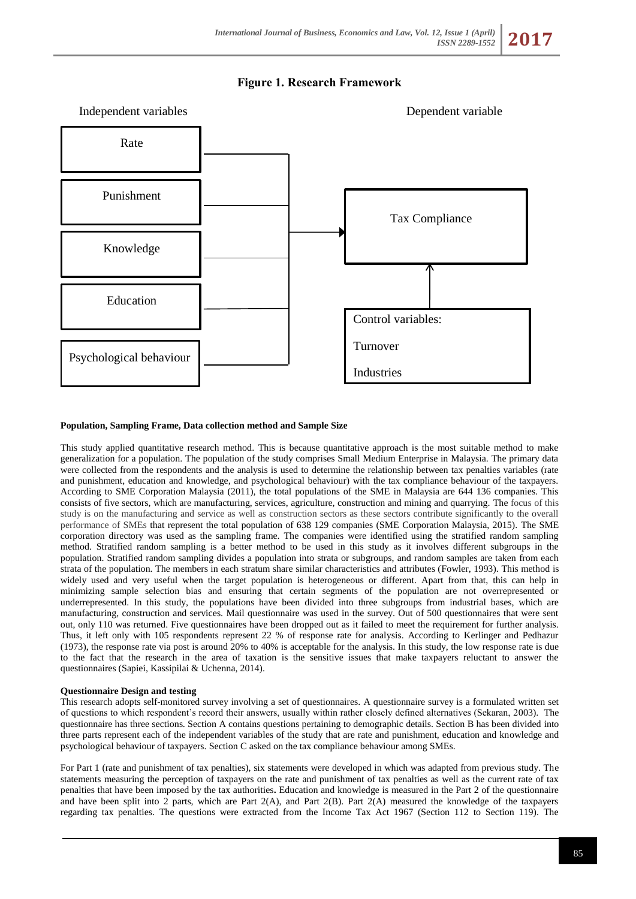**Figure 1. Research Framework**

Independent variables: Rate; Punishment; Knowledge; Education; Psychological behaviour

Dependent variable: Tax Compliance

Control variables: Turnover; Industries

**Population, Sampling Frame, Data collection method and Sample Size**

This study applied quantitative research method. This is because quantitative approach is the most suitable method to make generalization for a population. The population of the study comprises Small Medium Enterprise in Malaysia. The primary data were collected from the respondents and the analysis is used to determine the relationship between tax penalties variables (rate and punishment, education and knowledge, and psychological behaviour) with the tax compliance behaviour of the taxpayers. According to SME Corporation Malaysia (2011), the total populations of the SME in Malaysia are 644 136 companies. This consists of five sectors, which are manufacturing, services, agriculture, construction and mining and quarrying. The focus of this study is on the manufacturing and service as well as construction sectors as these sectors contribute significantly to the overall performance of SMEs that represent the total population of 638 129 companies (SME Corporation Malaysia, 2015). The SME corporation directory was used as the sampling frame. The companies were identified using the stratified random sampling method. Stratified random sampling is a better method to be used in this study as it involves different subgroups in the population. Stratified random sampling divides a population into strata or subgroups, and random samples are taken from each strata of the population. The members in each stratum share similar characteristics and attributes (Fowler, 1993). This method is widely used and very useful when the target population is heterogeneous or different. Apart from that, this can help in minimizing sample selection bias and ensuring that certain segments of the population are not overrepresented or underrepresented. In this study, the populations have been divided into three subgroups from industrial bases, which are manufacturing, construction and services. Mail questionnaire was used in the survey. Out of 500 questionnaires that were sent out, only 110 was returned. Five questionnaires have been dropped out as it failed to meet the requirement for further analysis. Thus, it left only with 105 respondents represent 22 % of response rate for analysis. According to Kerlinger and Pedhazur (1973), the response rate via post is around 20% to 40% is acceptable for the analysis. In this study, the low response rate is due to the fact that the research in the area of taxation is the sensitive issues that make taxpayers reluctant to answer the questionnaires (Sapiei, Kassipilai & Uchenna, 2014).

**Questionnaire Design and testing**

This research adopts self-monitored survey involving a set of questionnaires. A questionnaire survey is a formulated written set of questions to which respondent's record their answers, usually within rather closely defined alternatives (Sekaran, 2003). The questionnaire has three sections. Section A contains questions pertaining to demographic details. Section B has been divided into three parts represent each of the independent variables of the study that are rate and punishment, education and knowledge and psychological behaviour of taxpayers. Section C asked on the tax compliance behaviour among SMEs.

For Part 1 (rate and punishment of tax penalties), six statements were developed in which was adapted from previous study. The statements measuring the perception of taxpayers on the rate and punishment of tax penalties as well as the current rate of tax penalties that have been imposed by the tax authorities**.** Education and knowledge is measured in the Part 2 of the questionnaire and have been split into 2 parts, which are Part 2(A), and Part 2(B). Part 2(A) measured the knowledge of the taxpayers regarding tax penalties. The questions were extracted from the Income Tax Act 1967 (Section 112 to Section 119). The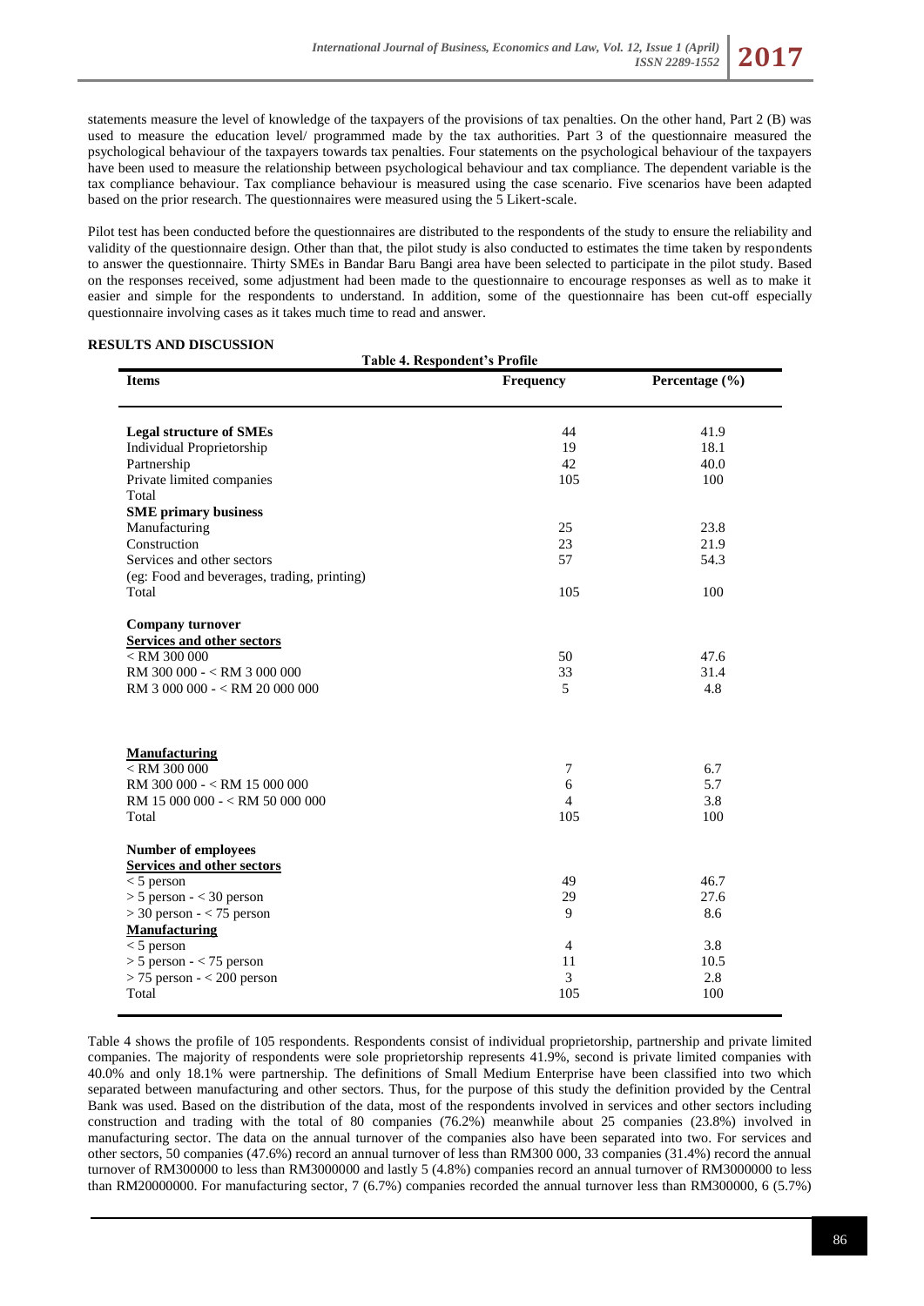statements measure the level of knowledge of the taxpayers of the provisions of tax penalties. On the other hand, Part 2 (B) was used to measure the education level/ programmed made by the tax authorities. Part 3 of the questionnaire measured the psychological behaviour of the taxpayers towards tax penalties. Four statements on the psychological behaviour of the taxpayers have been used to measure the relationship between psychological behaviour and tax compliance. The dependent variable is the tax compliance behaviour. Tax compliance behaviour is measured using the case scenario. Five scenarios have been adapted based on the prior research. The questionnaires were measured using the 5 Likert-scale.

Pilot test has been conducted before the questionnaires are distributed to the respondents of the study to ensure the reliability and validity of the questionnaire design. Other than that, the pilot study is also conducted to estimates the time taken by respondents to answer the questionnaire. Thirty SMEs in Bandar Baru Bangi area have been selected to participate in the pilot study. Based on the responses received, some adjustment had been made to the questionnaire to encourage responses as well as to make it easier and simple for the respondents to understand. In addition, some of the questionnaire has been cut-off especially questionnaire involving cases as it takes much time to read and answer.

## RESULTS AND DISCUSSION

**Table 4. Respondent's Profile**

| **Items** | **Frequency** | **Percentage (%)** |
|---|---|---|
| **Legal structure of SMEs** | 44 | 41.9 |
| Individual Proprietorship | 19 | 18.1 |
| Partnership | 42 | 40.0 |
| Private limited companies | 105 | 100 |
| Total | | |
| **SME primary business** | | |
| Manufacturing | 25 | 23.8 |
| Construction | 23 | 21.9 |
| Services and other sectors | 57 | 54.3 |
| (eg: Food and beverages, trading, printing) | | |
| Total | 105 | 100 |
| **Company turnover** | | |
| **Services and other sectors** | | |
| < RM 300 000 | 50 | 47.6 |
| RM 300 000 - < RM 3 000 000 | 33 | 31.4 |
| RM 3 000 000 - < RM 20 000 000 | 5 | 4.8 |
| **Manufacturing** | | |
| < RM 300 000 | 7 | 6.7 |
| RM 300 000 - < RM 15 000 000 | 6 | 5.7 |
| RM 15 000 000 - < RM 50 000 000 | 4 | 3.8 |
| Total | 105 | 100 |
| **Number of employees** | | |
| **Services and other sectors** | | |
| < 5 person | 49 | 46.7 |
| > 5 person - < 30 person | 29 | 27.6 |
| > 30 person - < 75 person | 9 | 8.6 |
| **Manufacturing** | | |
| < 5 person | 4 | 3.8 |
| > 5 person - < 75 person | 11 | 10.5 |
| > 75 person - < 200 person | 3 | 2.8 |
| Total | 105 | 100 |

Table 4 shows the profile of 105 respondents. Respondents consist of individual proprietorship, partnership and private limited companies. The majority of respondents were sole proprietorship represents 41.9%, second is private limited companies with 40.0% and only 18.1% were partnership. The definitions of Small Medium Enterprise have been classified into two which separated between manufacturing and other sectors. Thus, for the purpose of this study the definition provided by the Central Bank was used. Based on the distribution of the data, most of the respondents involved in services and other sectors including construction and trading with the total of 80 companies (76.2%) meanwhile about 25 companies (23.8%) involved in manufacturing sector. The data on the annual turnover of the companies also have been separated into two. For services and other sectors, 50 companies (47.6%) record an annual turnover of less than RM300 000, 33 companies (31.4%) record the annual turnover of RM300000 to less than RM3000000 and lastly 5 (4.8%) companies record an annual turnover of RM3000000 to less than RM20000000. For manufacturing sector, 7 (6.7%) companies recorded the annual turnover less than RM300000, 6 (5.7%)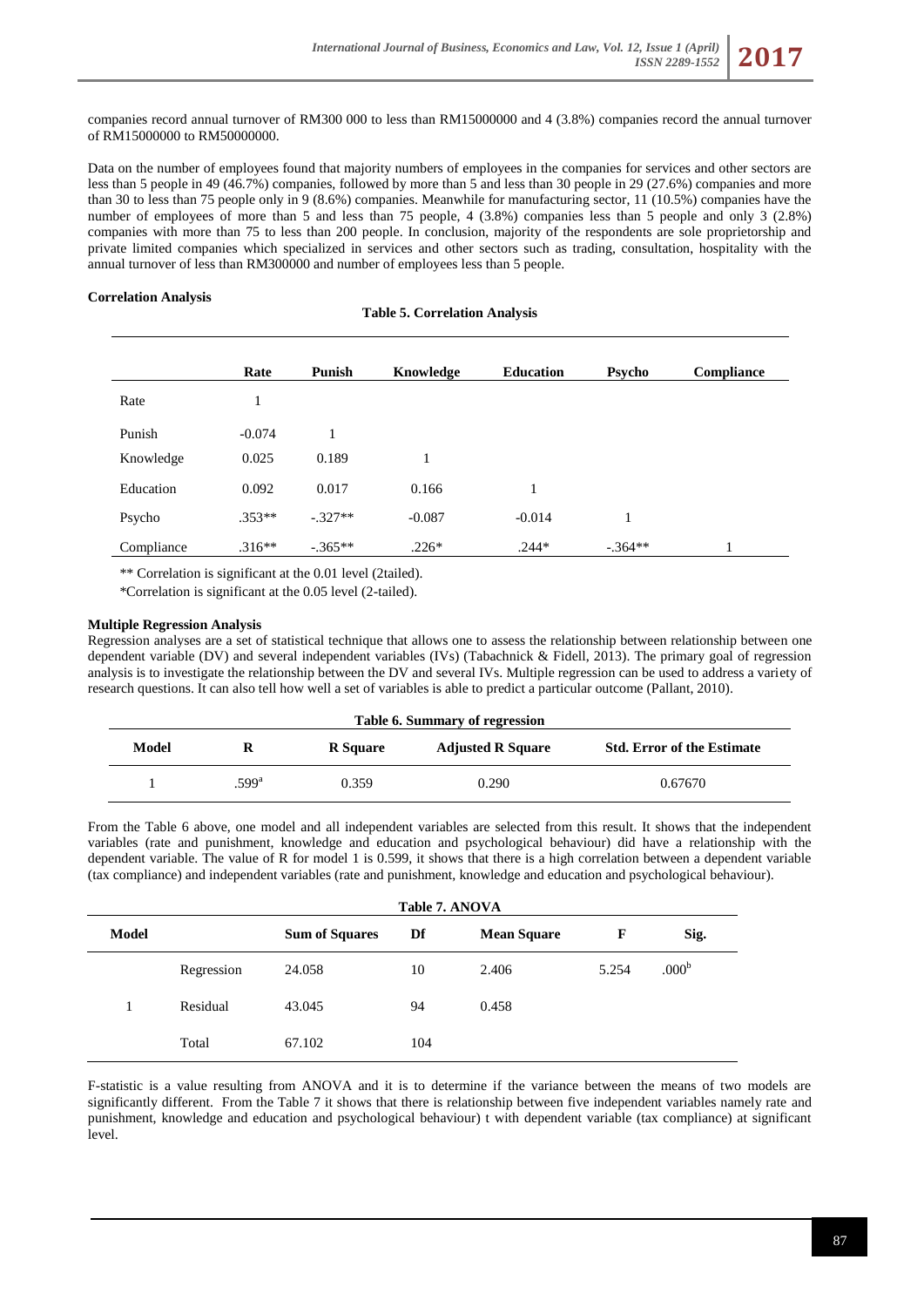companies record annual turnover of RM300 000 to less than RM15000000 and 4 (3.8%) companies record the annual turnover of RM15000000 to RM50000000.

Data on the number of employees found that majority numbers of employees in the companies for services and other sectors are less than 5 people in 49 (46.7%) companies, followed by more than 5 and less than 30 people in 29 (27.6%) companies and more than 30 to less than 75 people only in 9 (8.6%) companies. Meanwhile for manufacturing sector, 11 (10.5%) companies have the number of employees of more than 5 and less than 75 people, 4 (3.8%) companies less than 5 people and only 3 (2.8%) companies with more than 75 to less than 200 people. In conclusion, majority of the respondents are sole proprietorship and private limited companies which specialized in services and other sectors such as trading, consultation, hospitality with the annual turnover of less than RM300000 and number of employees less than 5 people.

**Correlation Analysis**

**Table 5. Correlation Analysis**

| | Rate | Punish | Knowledge | Education | Psycho | Compliance |
|---|---|---|---|---|---|---|
| Rate | 1 | | | | | |
| Punish | -0.074 | 1 | | | | |
| Knowledge | 0.025 | 0.189 | 1 | | | |
| Education | 0.092 | 0.017 | 0.166 | 1 | | |
| Psycho | .353** | -.327** | -0.087 | -0.014 | 1 | |
| Compliance | .316** | -.365** | .226* | .244* | -.364** | 1 |

** Correlation is significant at the 0.01 level (2tailed).

*Correlation is significant at the 0.05 level (2-tailed).

**Multiple Regression Analysis**

Regression analyses are a set of statistical technique that allows one to assess the relationship between relationship between one dependent variable (DV) and several independent variables (IVs) (Tabachnick & Fidell, 2013). The primary goal of regression analysis is to investigate the relationship between the DV and several IVs. Multiple regression can be used to address a variety of research questions. It can also tell how well a set of variables is able to predict a particular outcome (Pallant, 2010).

**Table 6. Summary of regression**

| Model | R | R Square | Adjusted R Square | Std. Error of the Estimate |
|---|---|---|---|---|
| 1 | .599[a] | 0.359 | 0.290 | 0.67670 |

From the Table 6 above, one model and all independent variables are selected from this result. It shows that the independent variables (rate and punishment, knowledge and education and psychological behaviour) did have a relationship with the dependent variable. The value of R for model 1 is 0.599, it shows that there is a high correlation between a dependent variable (tax compliance) and independent variables (rate and punishment, knowledge and education and psychological behaviour).

**Table 7. ANOVA**

| Model | | Sum of Squares | Df | Mean Square | F | Sig. |
|---|---|---|---|---|---|---|
| | Regression | 24.058 | 10 | 2.406 | 5.254 | .000[b] |
| 1 | Residual | 43.045 | 94 | 0.458 | | |
| | Total | 67.102 | 104 | | | |

F-statistic is a value resulting from ANOVA and it is to determine if the variance between the means of two models are significantly different. From the Table 7 it shows that there is relationship between five independent variables namely rate and punishment, knowledge and education and psychological behaviour) t with dependent variable (tax compliance) at significant level.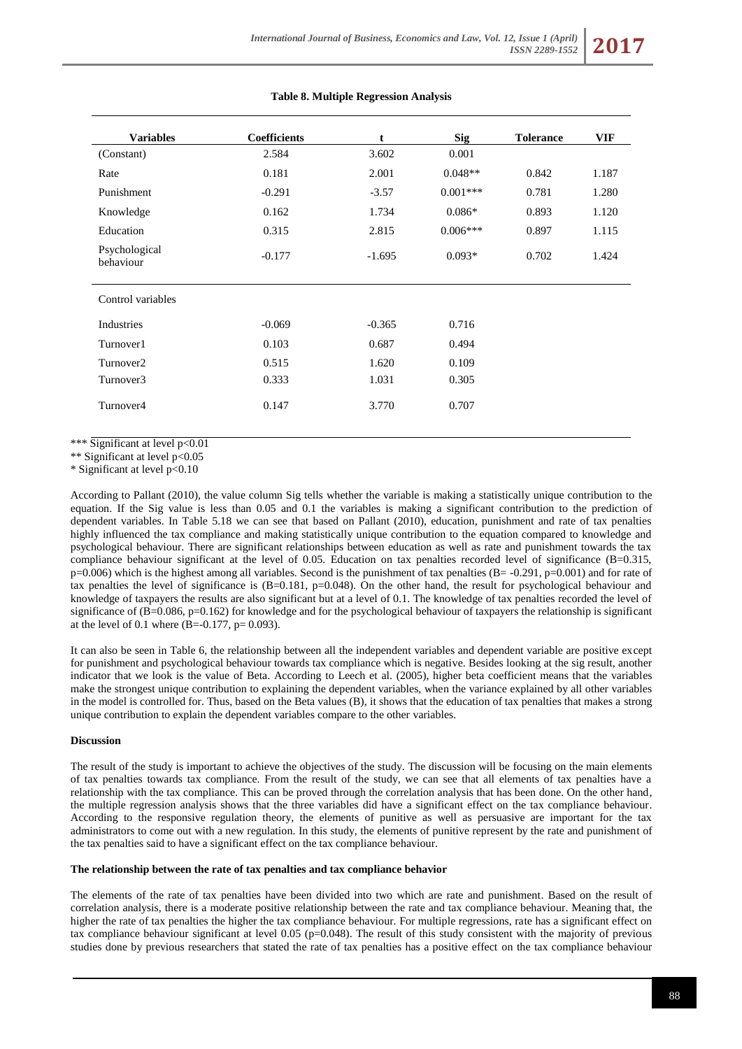**Table 8. Multiple Regression Analysis**

| Variables | Coefficients | t | Sig | Tolerance | VIF |
|---|---|---|---|---|---|
| (Constant) | 2.584 | 3.602 | 0.001 | | |
| Rate | 0.181 | 2.001 | 0.048** | 0.842 | 1.187 |
| Punishment | -0.291 | -3.57 | 0.001*** | 0.781 | 1.280 |
| Knowledge | 0.162 | 1.734 | 0.086* | 0.893 | 1.120 |
| Education | 0.315 | 2.815 | 0.006*** | 0.897 | 1.115 |
| Psychological behaviour | -0.177 | -1.695 | 0.093* | 0.702 | 1.424 |
| Control variables | | | | | |
| Industries | -0.069 | -0.365 | 0.716 | | |
| Turnover1 | 0.103 | 0.687 | 0.494 | | |
| Turnover2 | 0.515 | 1.620 | 0.109 | | |
| Turnover3 | 0.333 | 1.031 | 0.305 | | |
| Turnover4 | 0.147 | 3.770 | 0.707 | | |

*** Significant at level $p<0.01$
** Significant at level $p<0.05$
* Significant at level $p<0.10$

According to Pallant (2010), the value column Sig tells whether the variable is making a statistically unique contribution to the equation. If the Sig value is less than 0.05 and 0.1 the variables is making a significant contribution to the prediction of dependent variables. In Table 5.18 we can see that based on Pallant (2010), education, punishment and rate of tax penalties highly influenced the tax compliance and making statistically unique contribution to the equation compared to knowledge and psychological behaviour. There are significant relationships between education as well as rate and punishment towards the tax compliance behaviour significant at the level of 0.05. Education on tax penalties recorded level of significance (B=0.315, p=0.006) which is the highest among all variables. Second is the punishment of tax penalties (B= -0.291, p=0.001) and for rate of tax penalties the level of significance is (B=0.181, p=0.048). On the other hand, the result for psychological behaviour and knowledge of taxpayers the results are also significant but at a level of 0.1. The knowledge of tax penalties recorded the level of significance of (B=0.086, p=0.162) for knowledge and for the psychological behaviour of taxpayers the relationship is significant at the level of 0.1 where (B=-0.177, p= 0.093).

It can also be seen in Table 6, the relationship between all the independent variables and dependent variable are positive except for punishment and psychological behaviour towards tax compliance which is negative. Besides looking at the sig result, another indicator that we look is the value of Beta. According to Leech et al. (2005), higher beta coefficient means that the variables make the strongest unique contribution to explaining the dependent variables, when the variance explained by all other variables in the model is controlled for. Thus, based on the Beta values (B), it shows that the education of tax penalties that makes a strong unique contribution to explain the dependent variables compare to the other variables.

### Discussion

The result of the study is important to achieve the objectives of the study. The discussion will be focusing on the main elements of tax penalties towards tax compliance. From the result of the study, we can see that all elements of tax penalties have a relationship with the tax compliance. This can be proved through the correlation analysis that has been done. On the other hand, the multiple regression analysis shows that the three variables did have a significant effect on the tax compliance behaviour. According to the responsive regulation theory, the elements of punitive as well as persuasive are important for the tax administrators to come out with a new regulation. In this study, the elements of punitive represent by the rate and punishment of the tax penalties said to have a significant effect on the tax compliance behaviour.

### The relationship between the rate of tax penalties and tax compliance behavior

The elements of the rate of tax penalties have been divided into two which are rate and punishment. Based on the result of correlation analysis, there is a moderate positive relationship between the rate and tax compliance behaviour. Meaning that, the higher the rate of tax penalties the higher the tax compliance behaviour. For multiple regressions, rate has a significant effect on tax compliance behaviour significant at level 0.05 (p=0.048). The result of this study consistent with the majority of previous studies done by previous researchers that stated the rate of tax penalties has a positive effect on the tax compliance behaviour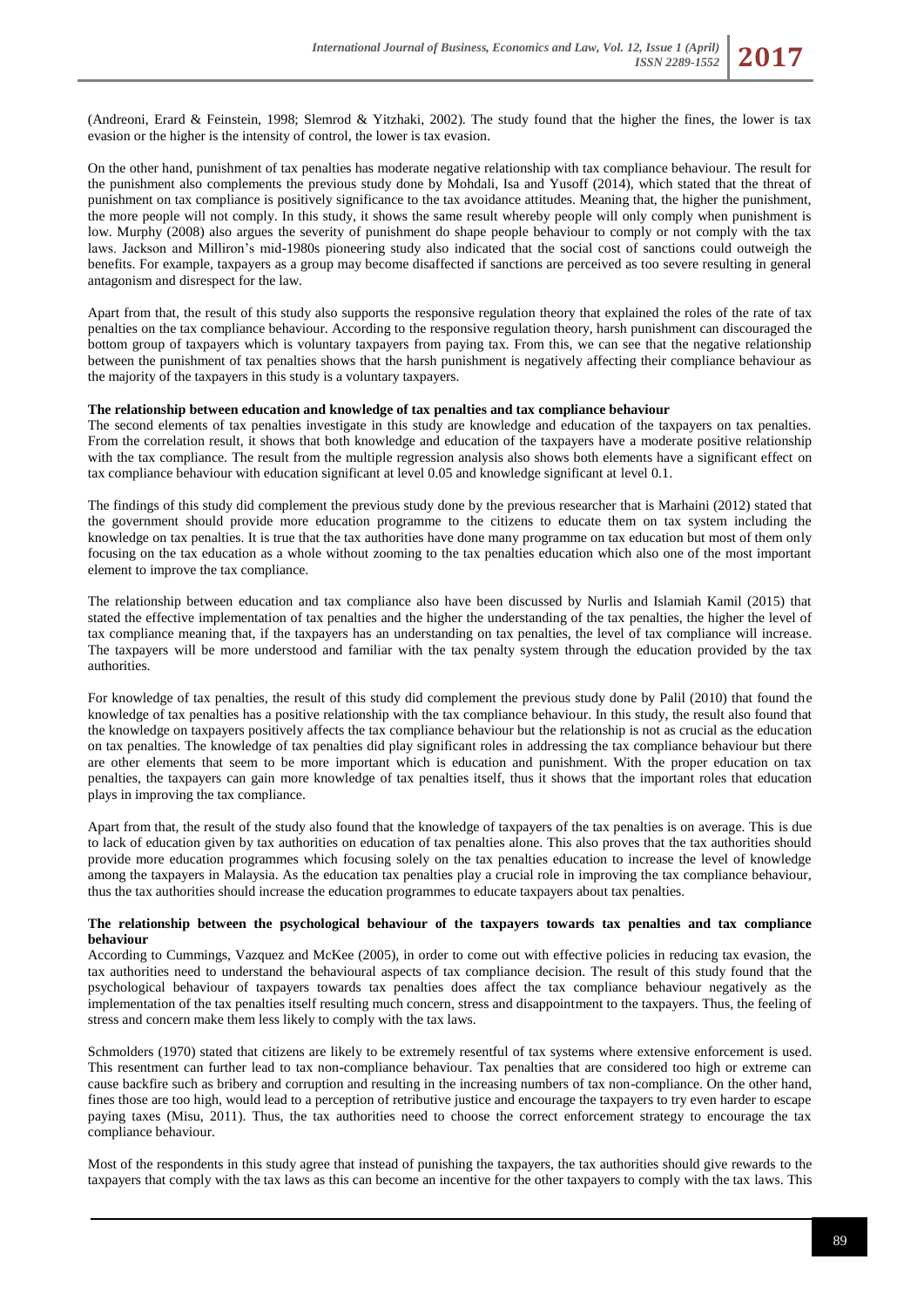(Andreoni, Erard & Feinstein, 1998; Slemrod & Yitzhaki, 2002). The study found that the higher the fines, the lower is tax evasion or the higher is the intensity of control, the lower is tax evasion.

On the other hand, punishment of tax penalties has moderate negative relationship with tax compliance behaviour. The result for the punishment also complements the previous study done by Mohdali, Isa and Yusoff (2014), which stated that the threat of punishment on tax compliance is positively significance to the tax avoidance attitudes. Meaning that, the higher the punishment, the more people will not comply. In this study, it shows the same result whereby people will only comply when punishment is low. Murphy (2008) also argues the severity of punishment do shape people behaviour to comply or not comply with the tax laws. Jackson and Milliron's mid-1980s pioneering study also indicated that the social cost of sanctions could outweigh the benefits. For example, taxpayers as a group may become disaffected if sanctions are perceived as too severe resulting in general antagonism and disrespect for the law.

Apart from that, the result of this study also supports the responsive regulation theory that explained the roles of the rate of tax penalties on the tax compliance behaviour. According to the responsive regulation theory, harsh punishment can discouraged the bottom group of taxpayers which is voluntary taxpayers from paying tax. From this, we can see that the negative relationship between the punishment of tax penalties shows that the harsh punishment is negatively affecting their compliance behaviour as the majority of the taxpayers in this study is a voluntary taxpayers.

**The relationship between education and knowledge of tax penalties and tax compliance behaviour**

The second elements of tax penalties investigate in this study are knowledge and education of the taxpayers on tax penalties. From the correlation result, it shows that both knowledge and education of the taxpayers have a moderate positive relationship with the tax compliance. The result from the multiple regression analysis also shows both elements have a significant effect on tax compliance behaviour with education significant at level 0.05 and knowledge significant at level 0.1.

The findings of this study did complement the previous study done by the previous researcher that is Marhaini (2012) stated that the government should provide more education programme to the citizens to educate them on tax system including the knowledge on tax penalties. It is true that the tax authorities have done many programme on tax education but most of them only focusing on the tax education as a whole without zooming to the tax penalties education which also one of the most important element to improve the tax compliance.

The relationship between education and tax compliance also have been discussed by Nurlis and Islamiah Kamil (2015) that stated the effective implementation of tax penalties and the higher the understanding of the tax penalties, the higher the level of tax compliance meaning that, if the taxpayers has an understanding on tax penalties, the level of tax compliance will increase. The taxpayers will be more understood and familiar with the tax penalty system through the education provided by the tax authorities.

For knowledge of tax penalties, the result of this study did complement the previous study done by Palil (2010) that found the knowledge of tax penalties has a positive relationship with the tax compliance behaviour. In this study, the result also found that the knowledge on taxpayers positively affects the tax compliance behaviour but the relationship is not as crucial as the education on tax penalties. The knowledge of tax penalties did play significant roles in addressing the tax compliance behaviour but there are other elements that seem to be more important which is education and punishment. With the proper education on tax penalties, the taxpayers can gain more knowledge of tax penalties itself, thus it shows that the important roles that education plays in improving the tax compliance.

Apart from that, the result of the study also found that the knowledge of taxpayers of the tax penalties is on average. This is due to lack of education given by tax authorities on education of tax penalties alone. This also proves that the tax authorities should provide more education programmes which focusing solely on the tax penalties education to increase the level of knowledge among the taxpayers in Malaysia. As the education tax penalties play a crucial role in improving the tax compliance behaviour, thus the tax authorities should increase the education programmes to educate taxpayers about tax penalties.

**The relationship between the psychological behaviour of the taxpayers towards tax penalties and tax compliance behaviour**

According to Cummings, Vazquez and McKee (2005), in order to come out with effective policies in reducing tax evasion, the tax authorities need to understand the behavioural aspects of tax compliance decision. The result of this study found that the psychological behaviour of taxpayers towards tax penalties does affect the tax compliance behaviour negatively as the implementation of the tax penalties itself resulting much concern, stress and disappointment to the taxpayers. Thus, the feeling of stress and concern make them less likely to comply with the tax laws.

Schmolders (1970) stated that citizens are likely to be extremely resentful of tax systems where extensive enforcement is used. This resentment can further lead to tax non-compliance behaviour. Tax penalties that are considered too high or extreme can cause backfire such as bribery and corruption and resulting in the increasing numbers of tax non-compliance. On the other hand, fines those are too high, would lead to a perception of retributive justice and encourage the taxpayers to try even harder to escape paying taxes (Misu, 2011). Thus, the tax authorities need to choose the correct enforcement strategy to encourage the tax compliance behaviour.

Most of the respondents in this study agree that instead of punishing the taxpayers, the tax authorities should give rewards to the taxpayers that comply with the tax laws as this can become an incentive for the other taxpayers to comply with the tax laws. This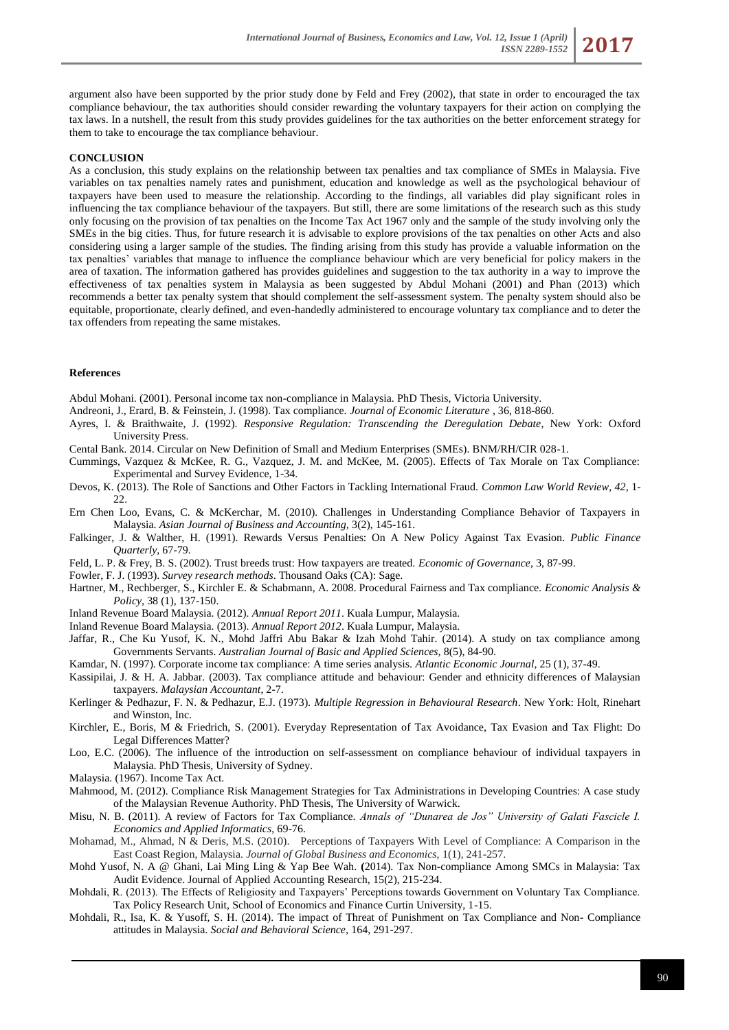argument also have been supported by the prior study done by Feld and Frey (2002), that state in order to encouraged the tax compliance behaviour, the tax authorities should consider rewarding the voluntary taxpayers for their action on complying the tax laws. In a nutshell, the result from this study provides guidelines for the tax authorities on the better enforcement strategy for them to take to encourage the tax compliance behaviour.

## CONCLUSION

As a conclusion, this study explains on the relationship between tax penalties and tax compliance of SMEs in Malaysia. Five variables on tax penalties namely rates and punishment, education and knowledge as well as the psychological behaviour of taxpayers have been used to measure the relationship. According to the findings, all variables did play significant roles in influencing the tax compliance behaviour of the taxpayers. But still, there are some limitations of the research such as this study only focusing on the provision of tax penalties on the Income Tax Act 1967 only and the sample of the study involving only the SMEs in the big cities. Thus, for future research it is advisable to explore provisions of the tax penalties on other Acts and also considering using a larger sample of the studies. The finding arising from this study has provide a valuable information on the tax penalties' variables that manage to influence the compliance behaviour which are very beneficial for policy makers in the area of taxation. The information gathered has provides guidelines and suggestion to the tax authority in a way to improve the effectiveness of tax penalties system in Malaysia as been suggested by Abdul Mohani (2001) and Phan (2013) which recommends a better tax penalty system that should complement the self-assessment system. The penalty system should also be equitable, proportionate, clearly defined, and even-handedly administered to encourage voluntary tax compliance and to deter the tax offenders from repeating the same mistakes.

## References

Abdul Mohani. (2001). Personal income tax non-compliance in Malaysia. PhD Thesis, Victoria University.

Andreoni, J., Erard, B. & Feinstein, J. (1998). Tax compliance. *Journal of Economic Literature* , 36, 818-860.

Ayres, I. & Braithwaite, J. (1992). *Responsive Regulation: Transcending the Deregulation Debate*, New York: Oxford University Press.

Cental Bank. 2014. Circular on New Definition of Small and Medium Enterprises (SMEs). BNM/RH/CIR 028-1.

Cummings, Vazquez & McKee, R. G., Vazquez, J. M. and McKee, M. (2005). Effects of Tax Morale on Tax Compliance: Experimental and Survey Evidence, 1-34.

Devos, K. (2013). The Role of Sanctions and Other Factors in Tackling International Fraud. *Common Law World Review, 42*, 1-22.

Ern Chen Loo, Evans, C. & McKerchar, M. (2010). Challenges in Understanding Compliance Behavior of Taxpayers in Malaysia. *Asian Journal of Business and Accounting*, 3(2), 145-161.

Falkinger, J. & Walther, H. (1991). Rewards Versus Penalties: On A New Policy Against Tax Evasion. *Public Finance Quarterly*, 67-79.

Feld, L. P. & Frey, B. S. (2002). Trust breeds trust: How taxpayers are treated. *Economic of Governance*, 3, 87-99.

Fowler, F. J. (1993). *Survey research methods*. Thousand Oaks (CA): Sage.

Hartner, M., Rechberger, S., Kirchler E. & Schabmann, A. 2008. Procedural Fairness and Tax compliance. *Economic Analysis & Policy*, 38 (1), 137-150.

Inland Revenue Board Malaysia. (2012). *Annual Report 2011*. Kuala Lumpur, Malaysia.

Inland Revenue Board Malaysia. (2013). *Annual Report 2012*. Kuala Lumpur, Malaysia.

Jaffar, R., Che Ku Yusof, K. N., Mohd Jaffri Abu Bakar & Izah Mohd Tahir. (2014). A study on tax compliance among Governments Servants. *Australian Journal of Basic and Applied Sciences*, 8(5), 84-90.

Kamdar, N. (1997). Corporate income tax compliance: A time series analysis. *Atlantic Economic Journal*, 25 (1), 37-49.

Kassipilai, J. & H. A. Jabbar. (2003). Tax compliance attitude and behaviour: Gender and ethnicity differences of Malaysian taxpayers. *Malaysian Accountant*, 2-7.

Kerlinger & Pedhazur, F. N. & Pedhazur, E.J. (1973). *Multiple Regression in Behavioural Research*. New York: Holt, Rinehart and Winston, Inc.

Kirchler, E., Boris, M & Friedrich, S. (2001). Everyday Representation of Tax Avoidance, Tax Evasion and Tax Flight: Do Legal Differences Matter?

Loo, E.C. (2006). The influence of the introduction on self-assessment on compliance behaviour of individual taxpayers in Malaysia. PhD Thesis, University of Sydney.

Malaysia. (1967). Income Tax Act.

Mahmood, M. (2012). Compliance Risk Management Strategies for Tax Administrations in Developing Countries: A case study of the Malaysian Revenue Authority. PhD Thesis, The University of Warwick.

Misu, N. B. (2011). A review of Factors for Tax Compliance. *Annals of "Dunarea de Jos" University of Galati Fascicle I. Economics and Applied Informatics*, 69-76.

Mohamad, M., Ahmad, N & Deris, M.S. (2010). Perceptions of Taxpayers With Level of Compliance: A Comparison in the East Coast Region, Malaysia. *Journal of Global Business and Economics*, 1(1), 241-257.

Mohd Yusof, N. A @ Ghani, Lai Ming Ling & Yap Bee Wah. (2014). Tax Non-compliance Among SMCs in Malaysia: Tax Audit Evidence. Journal of Applied Accounting Research, 15(2), 215-234.

Mohdali, R. (2013). The Effects of Religiosity and Taxpayers' Perceptions towards Government on Voluntary Tax Compliance. Tax Policy Research Unit, School of Economics and Finance Curtin University, 1-15.

Mohdali, R., Isa, K. & Yusoff, S. H. (2014). The impact of Threat of Punishment on Tax Compliance and Non- Compliance attitudes in Malaysia. *Social and Behavioral Science*, 164, 291-297.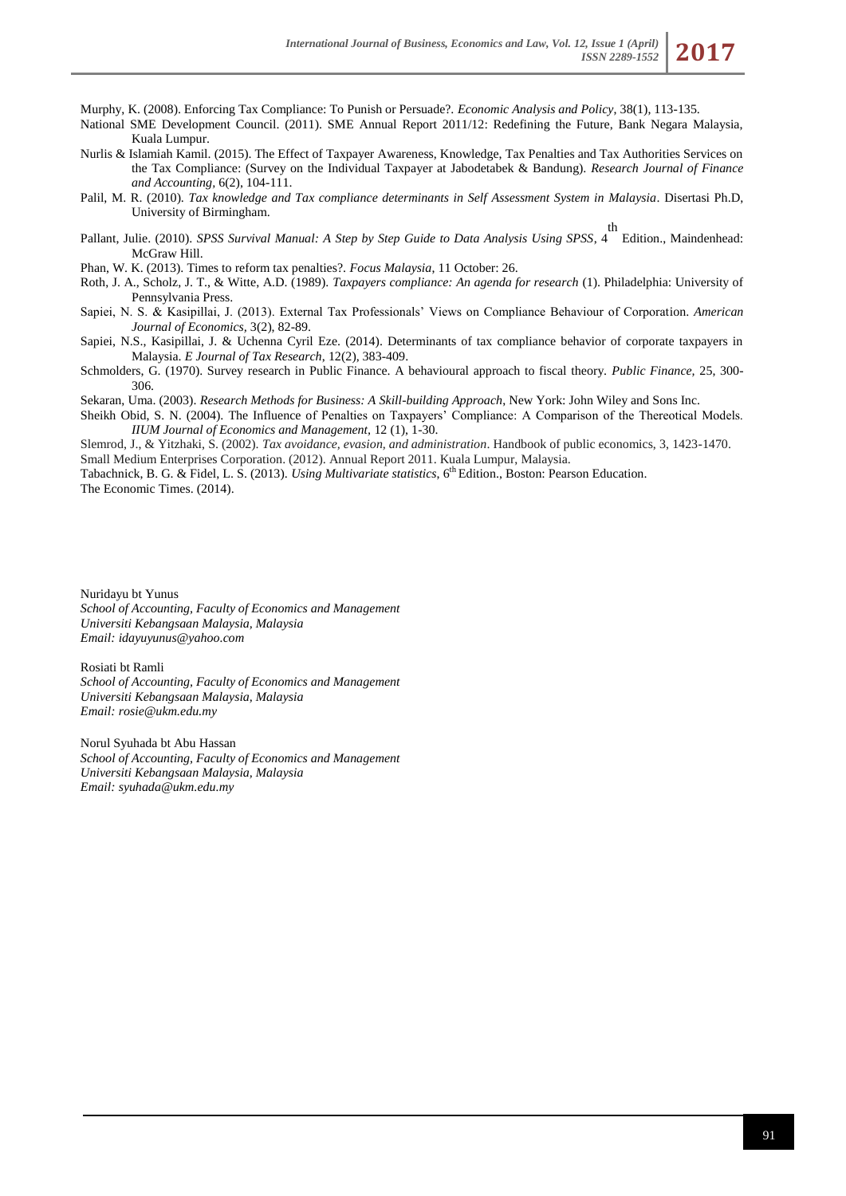Murphy, K. (2008). Enforcing Tax Compliance: To Punish or Persuade?. *Economic Analysis and Policy*, 38(1), 113-135.

National SME Development Council. (2011). SME Annual Report 2011/12: Redefining the Future, Bank Negara Malaysia, Kuala Lumpur.

Nurlis & Islamiah Kamil. (2015). The Effect of Taxpayer Awareness, Knowledge, Tax Penalties and Tax Authorities Services on the Tax Compliance: (Survey on the Individual Taxpayer at Jabodetabek & Bandung). *Research Journal of Finance and Accounting*, 6(2), 104-111.

Palil, M. R. (2010). *Tax knowledge and Tax compliance determinants in Self Assessment System in Malaysia*. Disertasi Ph.D, University of Birmingham.

Pallant, Julie. (2010). *SPSS Survival Manual: A Step by Step Guide to Data Analysis Using SPSS*, 4th Edition., Maindenhead: McGraw Hill.

Phan, W. K. (2013). Times to reform tax penalties?. *Focus Malaysia*, 11 October: 26.

Roth, J. A., Scholz, J. T., & Witte, A.D. (1989). *Taxpayers compliance: An agenda for research* (1). Philadelphia: University of Pennsylvania Press.

Sapiei, N. S. & Kasipillai, J. (2013). External Tax Professionals' Views on Compliance Behaviour of Corporation. *American Journal of Economics*, 3(2), 82-89.

Sapiei, N.S., Kasipillai, J. & Uchenna Cyril Eze. (2014). Determinants of tax compliance behavior of corporate taxpayers in Malaysia. *E Journal of Tax Research*, 12(2), 383-409.

Schmolders, G. (1970). Survey research in Public Finance. A behavioural approach to fiscal theory. *Public Finance*, 25, 300-306.

Sekaran, Uma. (2003). *Research Methods for Business: A Skill-building Approach*, New York: John Wiley and Sons Inc.

Sheikh Obid, S. N. (2004). The Influence of Penalties on Taxpayers' Compliance: A Comparison of the Thereotical Models. *IIUM Journal of Economics and Management*, 12 (1), 1-30.

Slemrod, J., & Yitzhaki, S. (2002). *Tax avoidance, evasion, and administration*. Handbook of public economics, 3, 1423-1470.

Small Medium Enterprises Corporation. (2012). Annual Report 2011. Kuala Lumpur, Malaysia.

Tabachnick, B. G. & Fidel, L. S. (2013). *Using Multivariate statistics*, 6th Edition., Boston: Pearson Education.

The Economic Times. (2014).

Nuridayu bt Yunus  
*School of Accounting, Faculty of Economics and Management*  
*Universiti Kebangsaan Malaysia, Malaysia*  
*Email: idayuyunus@yahoo.com*

Rosiati bt Ramli  
*School of Accounting, Faculty of Economics and Management*  
*Universiti Kebangsaan Malaysia, Malaysia*  
*Email: rosie@ukm.edu.my*

Norul Syuhada bt Abu Hassan  
*School of Accounting, Faculty of Economics and Management*  
*Universiti Kebangsaan Malaysia, Malaysia*  
*Email: syuhada@ukm.edu.my*